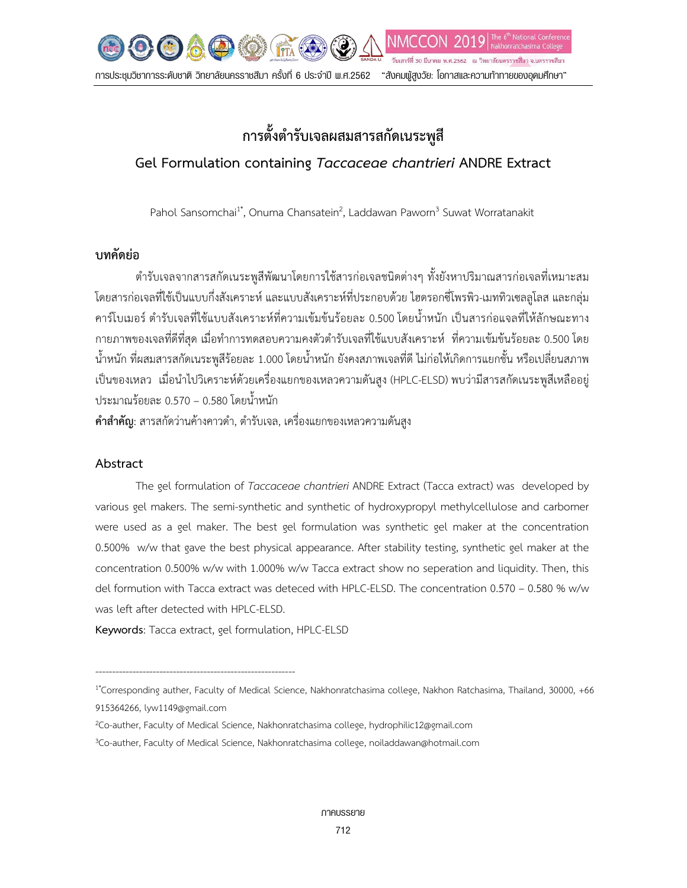# การตั้งตำรับเจลผสมสารสกัดเนระพูสี

## Gel Formulation containing *Taccaceae chantrieri* ANDRE Extract

Pahol Sansomchai[1*], Onuma Chansatein[2], Laddawan Paworn[3] Suwat Worratanakit

## บทคัดย่อ

ตำรับเจลจากสารสกัดเนระพูสีพัฒนาโดยการใช้สารก่อเจลชนิดต่างๆ ทั้งยังหาปริมาณสารก่อเจลที่เหมาะสม โดยสารก่อเจลที่ใช้เป็นแบบกึ่งสังเคราะห์ และแบบสังเคราะห์ที่ประกอบด้วย ไฮดรอกซีโพรพิว-เมททิวเซลลูโลส และกลุ่มคาร์โบเมอร์ ตำรับเจลที่ใช้แบบสังเคราะห์ที่ความเข้มข้นร้อยละ 0.500 โดยน้ำหนัก เป็นสารก่อแจลที่ให้ลักษณะทางกายภาพของเจลที่ดีที่สุด เมื่อทำการทดสอบความคงตัวตำรับเจลที่ใช้แบบสังเคราะห์ ที่ความเข้มข้นร้อยละ 0.500 โดยน้ำหนัก ที่ผสมสารสกัดเนระพูสีร้อยละ 1.000 โดยน้ำหนัก ยังคงสภาพเจลที่ดี ไม่ก่อให้เกิดการแยกชั้น หรือเปลี่ยนสภาพเป็นของเหลว เมื่อนำไปวิเคราะห์ด้วยเครื่องแยกของเหลวความดันสูง (HPLC-ELSD) พบว่ามีสารสกัดเนระพูสีเหลืออยู่ประมาณร้อยละ 0.570 – 0.580 โดยน้ำหนัก

**คำสำคัญ**: สารสกัดว่านค้างคาวดำ, ตำรับเจล, เครื่องแยกของเหลวความดันสูง

## Abstract

The gel formulation of *Taccaceae chantrieri* ANDRE Extract (Tacca extract) was developed by various gel makers. The semi-synthetic and synthetic of hydroxypropyl methylcellulose and carbomer were used as a gel maker. The best gel formulation was synthetic gel maker at the concentration 0.500% w/w that gave the best physical appearance. After stability testing, synthetic gel maker at the concentration 0.500% w/w with 1.000% w/w Tacca extract show no seperation and liquidity. Then, this del formution with Tacca extract was deteced with HPLC-ELSD. The concentration 0.570 – 0.580 % w/w was left after detected with HPLC-ELSD.

**Keywords**: Tacca extract, gel formulation, HPLC-ELSD

---

[1*]Corresponding auther, Faculty of Medical Science, Nakhonratchasima college, Nakhon Ratchasima, Thailand, 30000, +66 915364266, lyw1149@gmail.com

[2]Co-auther, Faculty of Medical Science, Nakhonratchasima college, hydrophilic12@gmail.com

[3]Co-auther, Faculty of Medical Science, Nakhonratchasima college, noiladdawan@hotmail.com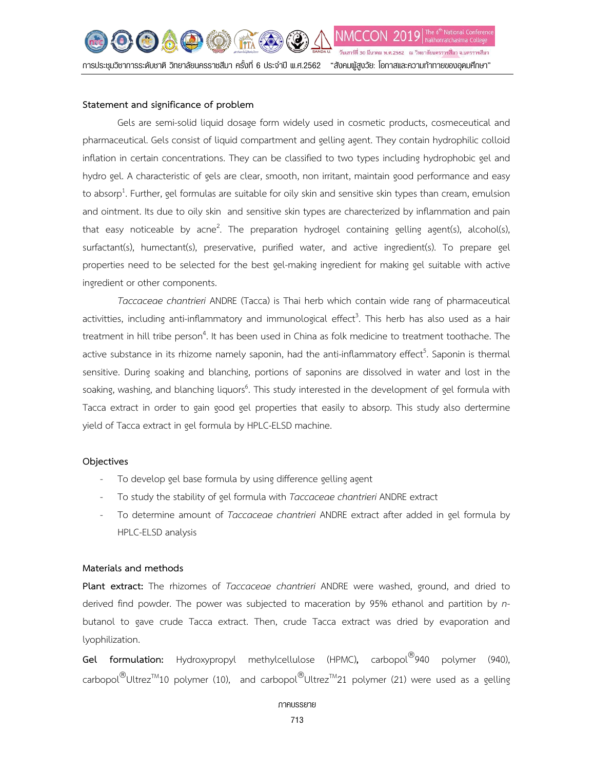### Statement and significance of problem

Gels are semi-solid liquid dosage form widely used in cosmetic products, cosmeceutical and pharmaceutical. Gels consist of liquid compartment and gelling agent. They contain hydrophilic colloid inflation in certain concentrations. They can be classified to two types including hydrophobic gel and hydro gel. A characteristic of gels are clear, smooth, non irritant, maintain good performance and easy to absorp[1]. Further, gel formulas are suitable for oily skin and sensitive skin types than cream, emulsion and ointment. Its due to oily skin and sensitive skin types are charecterized by inflammation and pain that easy noticeable by acne[2]. The preparation hydrogel containing gelling agent(s), alcohol(s), surfactant(s), humectant(s), preservative, purified water, and active ingredient(s). To prepare gel properties need to be selected for the best gel-making ingredient for making gel suitable with active ingredient or other components.

*Taccaceae chantrieri* ANDRE (Tacca) is Thai herb which contain wide rang of pharmaceutical activitties, including anti-inflammatory and immunological effect[3]. This herb has also used as a hair treatment in hill tribe person[4]. It has been used in China as folk medicine to treatment toothache. The active substance in its rhizome namely saponin, had the anti-inflammatory effect[5]. Saponin is thermal sensitive. During soaking and blanching, portions of saponins are dissolved in water and lost in the soaking, washing, and blanching liquors[6]. This study interested in the development of gel formula with Tacca extract in order to gain good gel properties that easily to absorp. This study also dertermine yield of Tacca extract in gel formula by HPLC-ELSD machine.

### Objectives

- To develop gel base formula by using difference gelling agent
- To study the stability of gel formula with *Taccaceae chantrieri* ANDRE extract
- To determine amount of *Taccaceae chantrieri* ANDRE extract after added in gel formula by HPLC-ELSD analysis

### Materials and methods

**Plant extract:** The rhizomes of *Taccaceae chantrieri* ANDRE were washed, ground, and dried to derived find powder. The power was subjected to maceration by 95% ethanol and partition by *n*-butanol to gave crude Tacca extract. Then, crude Tacca extract was dried by evaporation and lyophilization.

**Gel formulation:** Hydroxypropyl methylcellulose (HPMC), carbopol®940 polymer (940), carbopol®Ultrez™10 polymer (10), and carbopol®Ultrez™21 polymer (21) were used as a gelling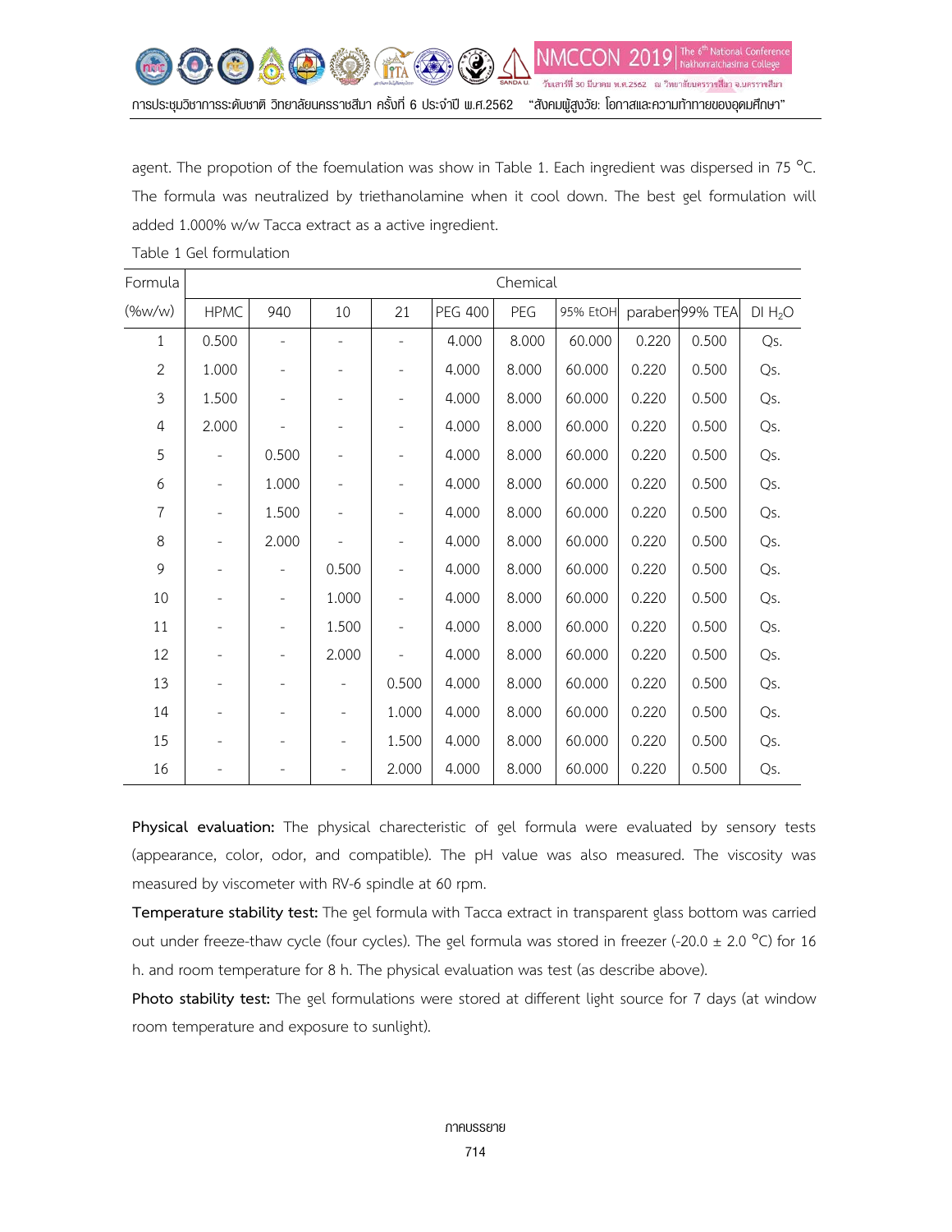agent. The propotion of the foemulation was show in Table 1. Each ingredient was dispersed in 75 °C. The formula was neutralized by triethanolamine when it cool down. The best gel formulation will added 1.000% w/w Tacca extract as a active ingredient.

Table 1 Gel formulation

| Formula | Chemical | | | | | | | | | |
|---|---|---|---|---|---|---|---|---|---|---|
| (%w/w) | HPMC | 940 | 10 | 21 | PEG 400 | PEG | 95% EtOH | paraben | 99% TEA | DI $H_2O$ |
| 1 | 0.500 | - | - | - | 4.000 | 8.000 | 60.000 | 0.220 | 0.500 | Qs. |
| 2 | 1.000 | - | - | - | 4.000 | 8.000 | 60.000 | 0.220 | 0.500 | Qs. |
| 3 | 1.500 | - | - | - | 4.000 | 8.000 | 60.000 | 0.220 | 0.500 | Qs. |
| 4 | 2.000 | - | - | - | 4.000 | 8.000 | 60.000 | 0.220 | 0.500 | Qs. |
| 5 | - | 0.500 | - | - | 4.000 | 8.000 | 60.000 | 0.220 | 0.500 | Qs. |
| 6 | - | 1.000 | - | - | 4.000 | 8.000 | 60.000 | 0.220 | 0.500 | Qs. |
| 7 | - | 1.500 | - | - | 4.000 | 8.000 | 60.000 | 0.220 | 0.500 | Qs. |
| 8 | - | 2.000 | - | - | 4.000 | 8.000 | 60.000 | 0.220 | 0.500 | Qs. |
| 9 | - | - | 0.500 | - | 4.000 | 8.000 | 60.000 | 0.220 | 0.500 | Qs. |
| 10 | - | - | 1.000 | - | 4.000 | 8.000 | 60.000 | 0.220 | 0.500 | Qs. |
| 11 | - | - | 1.500 | - | 4.000 | 8.000 | 60.000 | 0.220 | 0.500 | Qs. |
| 12 | - | - | 2.000 | - | 4.000 | 8.000 | 60.000 | 0.220 | 0.500 | Qs. |
| 13 | - | - | - | 0.500 | 4.000 | 8.000 | 60.000 | 0.220 | 0.500 | Qs. |
| 14 | - | - | - | 1.000 | 4.000 | 8.000 | 60.000 | 0.220 | 0.500 | Qs. |
| 15 | - | - | - | 1.500 | 4.000 | 8.000 | 60.000 | 0.220 | 0.500 | Qs. |
| 16 | - | - | - | 2.000 | 4.000 | 8.000 | 60.000 | 0.220 | 0.500 | Qs. |

**Physical evaluation:** The physical charecteristic of gel formula were evaluated by sensory tests (appearance, color, odor, and compatible). The pH value was also measured. The viscosity was measured by viscometer with RV-6 spindle at 60 rpm.

**Temperature stability test:** The gel formula with Tacca extract in transparent glass bottom was carried out under freeze-thaw cycle (four cycles). The gel formula was stored in freezer (-20.0 ± 2.0 °C) for 16 h. and room temperature for 8 h. The physical evaluation was test (as describe above).

**Photo stability test:** The gel formulations were stored at different light source for 7 days (at window room temperature and exposure to sunlight).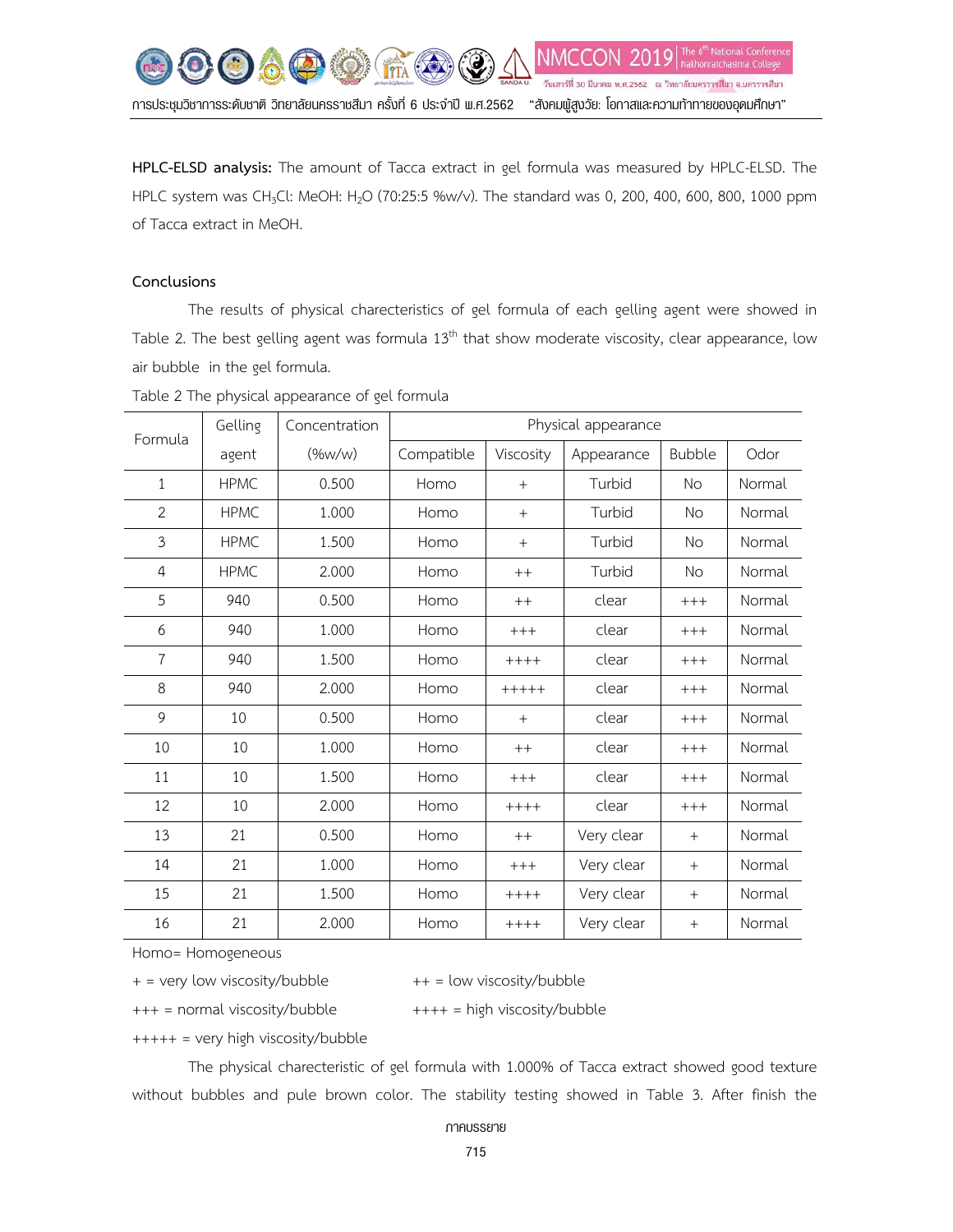**HPLC-ELSD analysis:** The amount of Tacca extract in gel formula was measured by HPLC-ELSD. The HPLC system was $CH_3Cl$: MeOH: $H_2O$ (70:25:5 %w/v). The standard was 0, 200, 400, 600, 800, 1000 ppm of Tacca extract in MeOH.

## Conclusions

The results of physical charecteristics of gel formula of each gelling agent were showed in Table 2. The best gelling agent was formula 13[th] that show moderate viscosity, clear appearance, low air bubble in the gel formula.

Table 2 The physical appearance of gel formula

| Formula | Gelling agent | Concentration (%w/w) | Physical appearance | | | | |
|---|---|---|---|---|---|---|---|
| | | | Compatible | Viscosity | Appearance | Bubble | Odor |
| 1 | HPMC | 0.500 | Homo | + | Turbid | No | Normal |
| 2 | HPMC | 1.000 | Homo | + | Turbid | No | Normal |
| 3 | HPMC | 1.500 | Homo | + | Turbid | No | Normal |
| 4 | HPMC | 2.000 | Homo | ++ | Turbid | No | Normal |
| 5 | 940 | 0.500 | Homo | ++ | clear | +++ | Normal |
| 6 | 940 | 1.000 | Homo | +++ | clear | +++ | Normal |
| 7 | 940 | 1.500 | Homo | ++++ | clear | +++ | Normal |
| 8 | 940 | 2.000 | Homo | +++++ | clear | +++ | Normal |
| 9 | 10 | 0.500 | Homo | + | clear | +++ | Normal |
| 10 | 10 | 1.000 | Homo | ++ | clear | +++ | Normal |
| 11 | 10 | 1.500 | Homo | +++ | clear | +++ | Normal |
| 12 | 10 | 2.000 | Homo | ++++ | clear | +++ | Normal |
| 13 | 21 | 0.500 | Homo | ++ | Very clear | + | Normal |
| 14 | 21 | 1.000 | Homo | +++ | Very clear | + | Normal |
| 15 | 21 | 1.500 | Homo | ++++ | Very clear | + | Normal |
| 16 | 21 | 2.000 | Homo | ++++ | Very clear | + | Normal |

Homo= Homogeneous

+ = very low viscosity/bubble  ++ = low viscosity/bubble

+++ = normal viscosity/bubble  ++++ = high viscosity/bubble

+++++ = very high viscosity/bubble

The physical charecteristic of gel formula with 1.000% of Tacca extract showed good texture without bubbles and pule brown color. The stability testing showed in Table 3. After finish the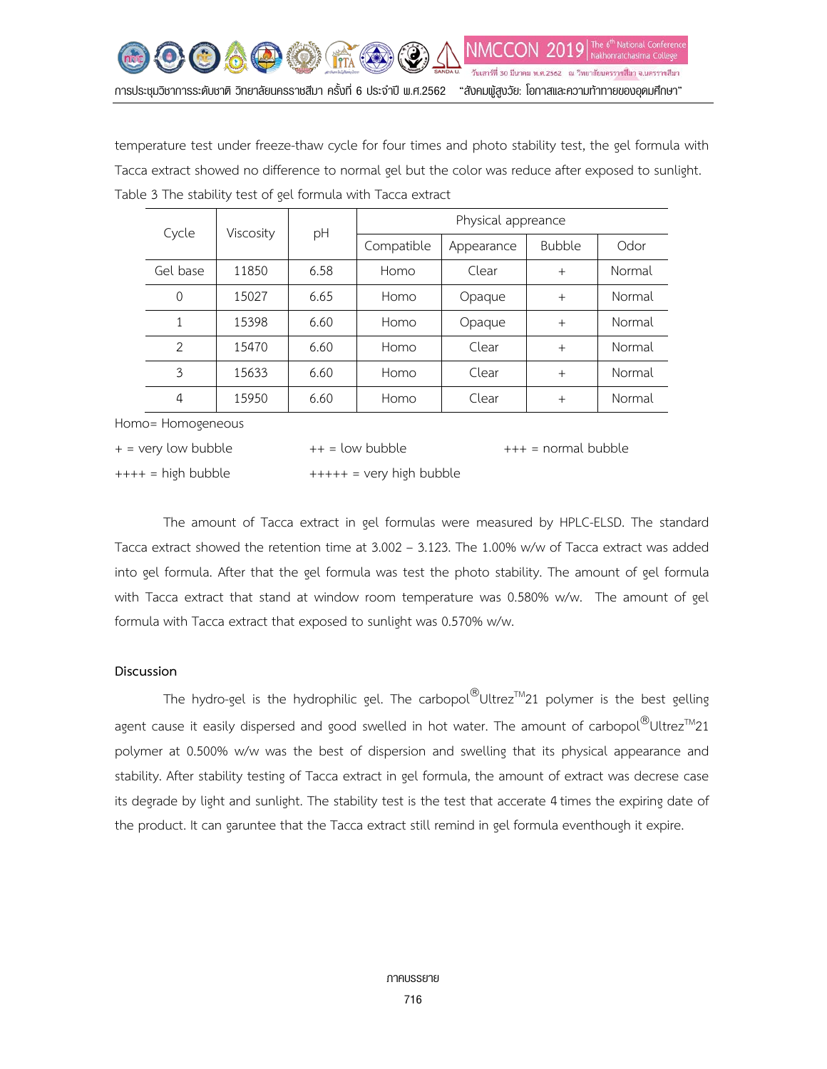temperature test under freeze-thaw cycle for four times and photo stability test, the gel formula with Tacca extract showed no difference to normal gel but the color was reduce after exposed to sunlight.

Table 3 The stability test of gel formula with Tacca extract

| Cycle | Viscosity | pH | Physical appreance | | | |
|---|---|---|---|---|---|---|
| | | | Compatible | Appearance | Bubble | Odor |
| Gel base | 11850 | 6.58 | Homo | Clear | + | Normal |
| 0 | 15027 | 6.65 | Homo | Opaque | + | Normal |
| 1 | 15398 | 6.60 | Homo | Opaque | + | Normal |
| 2 | 15470 | 6.60 | Homo | Clear | + | Normal |
| 3 | 15633 | 6.60 | Homo | Clear | + | Normal |
| 4 | 15950 | 6.60 | Homo | Clear | + | Normal |

Homo= Homogeneous

+ = very low bubble ++ = low bubble +++ = normal bubble

++++ = high bubble +++++ = very high bubble

The amount of Tacca extract in gel formulas were measured by HPLC-ELSD. The standard Tacca extract showed the retention time at 3.002 – 3.123. The 1.00% w/w of Tacca extract was added into gel formula. After that the gel formula was test the photo stability. The amount of gel formula with Tacca extract that stand at window room temperature was 0.580% w/w. The amount of gel formula with Tacca extract that exposed to sunlight was 0.570% w/w.

**Discussion**

The hydro-gel is the hydrophilic gel. The carbopol®Ultrez™21 polymer is the best gelling agent cause it easily dispersed and good swelled in hot water. The amount of carbopol®Ultrez™21 polymer at 0.500% w/w was the best of dispersion and swelling that its physical appearance and stability. After stability testing of Tacca extract in gel formula, the amount of extract was decrese case its degrade by light and sunlight. The stability test is the test that accerate 4 times the expiring date of the product. It can garuntee that the Tacca extract still remind in gel formula eventhough it expire.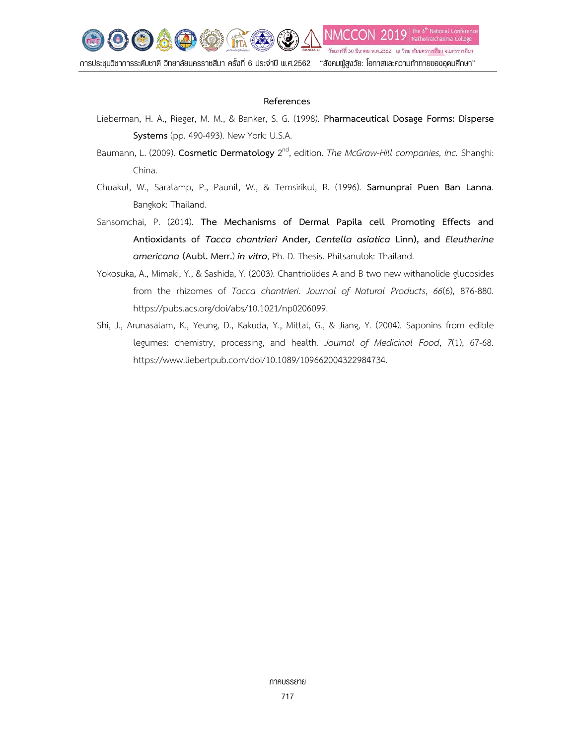## References

Lieberman, H. A., Rieger, M. M., & Banker, S. G. (1998). **Pharmaceutical Dosage Forms: Disperse Systems** (pp. 490-493). New York: U.S.A.

Baumann, L. (2009). **Cosmetic Dermatology** 2nd, edition. *The McGraw-Hill companies, Inc.* Shanghi: China.

Chuakul, W., Saralamp, P., Paunil, W., & Temsirikul, R. (1996). **Samunprai Puen Ban Lanna**. Bangkok: Thailand.

Sansomchai, P. (2014). **The Mechanisms of Dermal Papila cell Promoting Effects and Antioxidants of *Tacca chantrieri* Ander, *Centella asiatica* Linn), and *Eleutherine americana* (Aubl. Merr.) *in vitro***, Ph. D. Thesis. Phitsanulok: Thailand.

Yokosuka, A., Mimaki, Y., & Sashida, Y. (2003). Chantriolides A and B two new withanolide glucosides from the rhizomes of *Tacca chantrieri*. *Journal of Natural Products*, *66*(6), 876-880. https://pubs.acs.org/doi/abs/10.1021/np0206099.

Shi, J., Arunasalam, K., Yeung, D., Kakuda, Y., Mittal, G., & Jiang, Y. (2004). Saponins from edible legumes: chemistry, processing, and health. *Journal of Medicinal Food*, *7*(1), 67-68. https://www.liebertpub.com/doi/10.1089/109662004322984734.